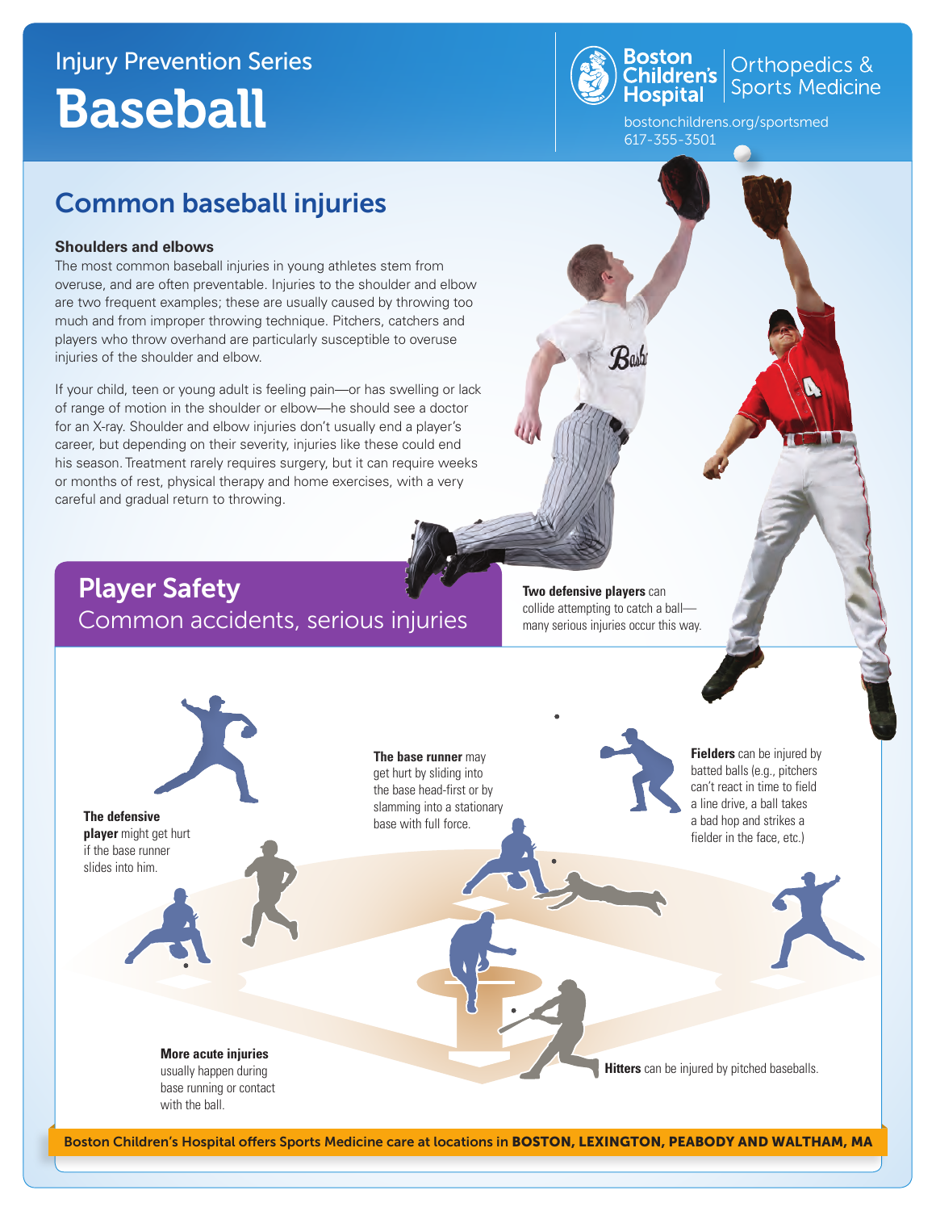Injury Prevention Series

# Baseball

Boston Children's Hospital | Orthopedics & Sports Medicine

bostonchildrens.org/sportsmed
617-355-3501

## Common baseball injuries

**Shoulders and elbows**

The most common baseball injuries in young athletes stem from overuse, and are often preventable. Injuries to the shoulder and elbow are two frequent examples; these are usually caused by throwing too much and from improper throwing technique. Pitchers, catchers and players who throw overhand are particularly susceptible to overuse injuries of the shoulder and elbow.

If your child, teen or young adult is feeling pain—or has swelling or lack of range of motion in the shoulder or elbow—he should see a doctor for an X-ray. Shoulder and elbow injuries don't usually end a player's career, but depending on their severity, injuries like these could end his season. Treatment rarely requires surgery, but it can require weeks or months of rest, physical therapy and home exercises, with a very careful and gradual return to throwing.

## Player Safety

### Common accidents, serious injuries

**Two defensive players** can collide attempting to catch a ball—many serious injuries occur this way.

**The defensive player** might get hurt if the base runner slides into him.

**The base runner** may get hurt by sliding into the base head-first or by slamming into a stationary base with full force.

**Fielders** can be injured by batted balls (e.g., pitchers can't react in time to field a line drive, a ball takes a bad hop and strikes a fielder in the face, etc.)

**More acute injuries** usually happen during base running or contact with the ball.

**Hitters** can be injured by pitched baseballs.

Boston Children's Hospital offers Sports Medicine care at locations in **BOSTON, LEXINGTON, PEABODY AND WALTHAM, MA**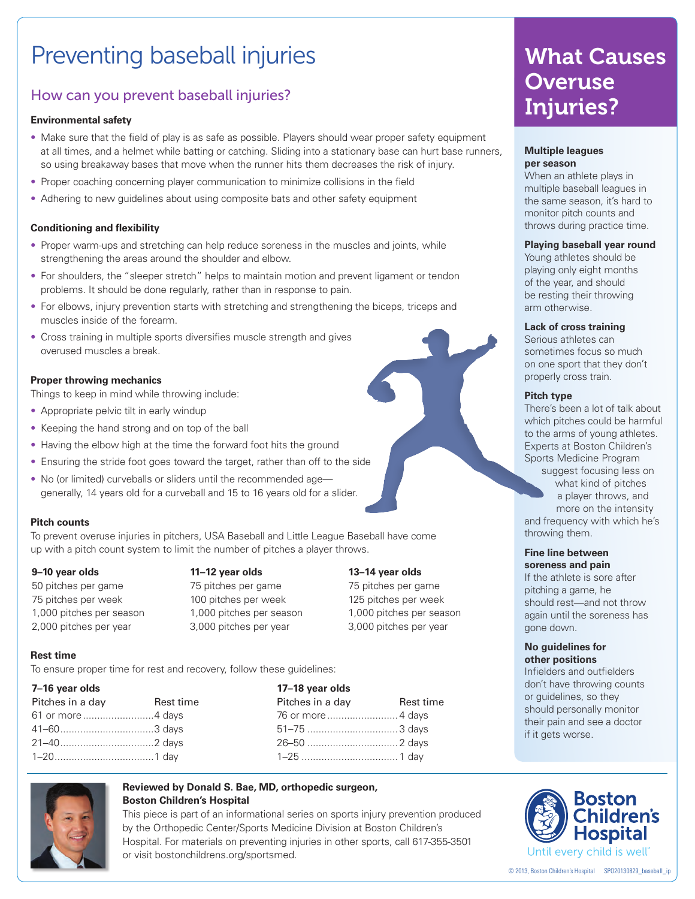# Preventing baseball injuries

## How can you prevent baseball injuries?

**Environmental safety**

- Make sure that the field of play is as safe as possible. Players should wear proper safety equipment at all times, and a helmet while batting or catching. Sliding into a stationary base can hurt base runners, so using breakaway bases that move when the runner hits them decreases the risk of injury.
- Proper coaching concerning player communication to minimize collisions in the field
- Adhering to new guidelines about using composite bats and other safety equipment

**Conditioning and flexibility**

- Proper warm-ups and stretching can help reduce soreness in the muscles and joints, while strengthening the areas around the shoulder and elbow.
- For shoulders, the "sleeper stretch" helps to maintain motion and prevent ligament or tendon problems. It should be done regularly, rather than in response to pain.
- For elbows, injury prevention starts with stretching and strengthening the biceps, triceps and muscles inside of the forearm.
- Cross training in multiple sports diversifies muscle strength and gives overused muscles a break.

**Proper throwing mechanics**

Things to keep in mind while throwing include:

- Appropriate pelvic tilt in early windup
- Keeping the hand strong and on top of the ball
- Having the elbow high at the time the forward foot hits the ground
- Ensuring the stride foot goes toward the target, rather than off to the side
- No (or limited) curveballs or sliders until the recommended age—generally, 14 years old for a curveball and 15 to 16 years old for a slider.

**Pitch counts**

To prevent overuse injuries in pitchers, USA Baseball and Little League Baseball have come up with a pitch count system to limit the number of pitches a player throws.

| 9–10 year olds | 11–12 year olds | 13–14 year olds |
|---|---|---|
| 50 pitches per game | 75 pitches per game | 75 pitches per game |
| 75 pitches per week | 100 pitches per week | 125 pitches per week |
| 1,000 pitches per season | 1,000 pitches per season | 1,000 pitches per season |
| 2,000 pitches per year | 3,000 pitches per year | 3,000 pitches per year |

**Rest time**

To ensure proper time for rest and recovery, follow these guidelines:

**7–16 year olds**

| Pitches in a day | Rest time |
|---|---|
| 61 or more | 4 days |
| 41–60 | 3 days |
| 21–40 | 2 days |
| 1–20 | 1 day |

**17–18 year olds**

| Pitches in a day | Rest time |
|---|---|
| 76 or more | 4 days |
| 51–75 | 3 days |
| 26–50 | 2 days |
| 1–25 | 1 day |

## What Causes Overuse Injuries?

**Multiple leagues per season**

When an athlete plays in multiple baseball leagues in the same season, it's hard to monitor pitch counts and throws during practice time.

**Playing baseball year round**

Young athletes should be playing only eight months of the year, and should be resting their throwing arm otherwise.

**Lack of cross training**

Serious athletes can sometimes focus so much on one sport that they don't properly cross train.

**Pitch type**

There's been a lot of talk about which pitches could be harmful to the arms of young athletes. Experts at Boston Children's Sports Medicine Program suggest focusing less on what kind of pitches a player throws, and more on the intensity and frequency with which he's throwing them.

**Fine line between soreness and pain**

If the athlete is sore after pitching a game, he should rest—and not throw again until the soreness has gone down.

**No guidelines for other positions**

Infielders and outfielders don't have throwing counts or guidelines, so they should personally monitor their pain and see a doctor if it gets worse.

**Reviewed by Donald S. Bae, MD, orthopedic surgeon, Boston Children's Hospital**

This piece is part of an informational series on sports injury prevention produced by the Orthopedic Center/Sports Medicine Division at Boston Children's Hospital. For materials on preventing injuries in other sports, call 617-355-3501 or visit bostonchildrens.org/sportsmed.

Boston Children's Hospital
Until every child is well™

© 2013, Boston Children's Hospital SPO20130829_baseball_ip